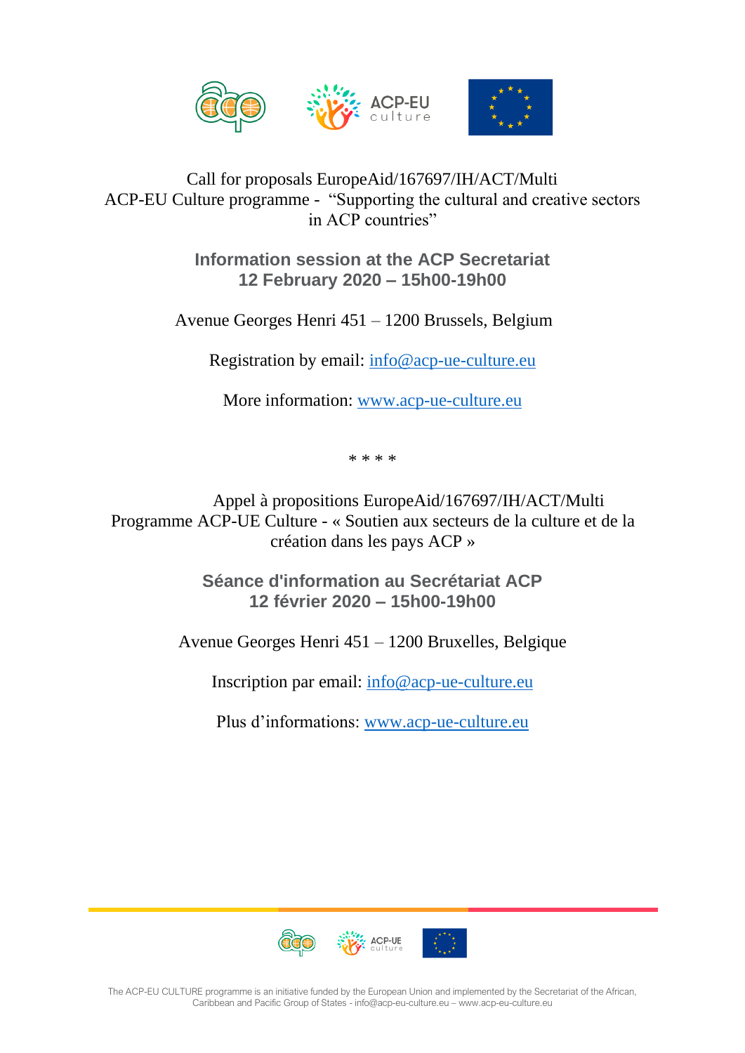Call for proposals EuropeAid/167697/IH/ACT/Multi
ACP-EU Culture programme - "Supporting the cultural and creative sectors in ACP countries"

## Information session at the ACP Secretariat
## 12 February 2020 – 15h00-19h00

Avenue Georges Henri 451 – 1200 Brussels, Belgium

Registration by email: info@acp-ue-culture.eu

More information: www.acp-ue-culture.eu

* * * *

Appel à propositions EuropeAid/167697/IH/ACT/Multi
Programme ACP-UE Culture - « Soutien aux secteurs de la culture et de la création dans les pays ACP »

## Séance d'information au Secrétariat ACP
## 12 février 2020 – 15h00-19h00

Avenue Georges Henri 451 – 1200 Bruxelles, Belgique

Inscription par email: info@acp-ue-culture.eu

Plus d'informations: www.acp-ue-culture.eu

The ACP-EU CULTURE programme is an initiative funded by the European Union and implemented by the Secretariat of the African, Caribbean and Pacific Group of States - info@acp-eu-culture.eu – www.acp-eu-culture.eu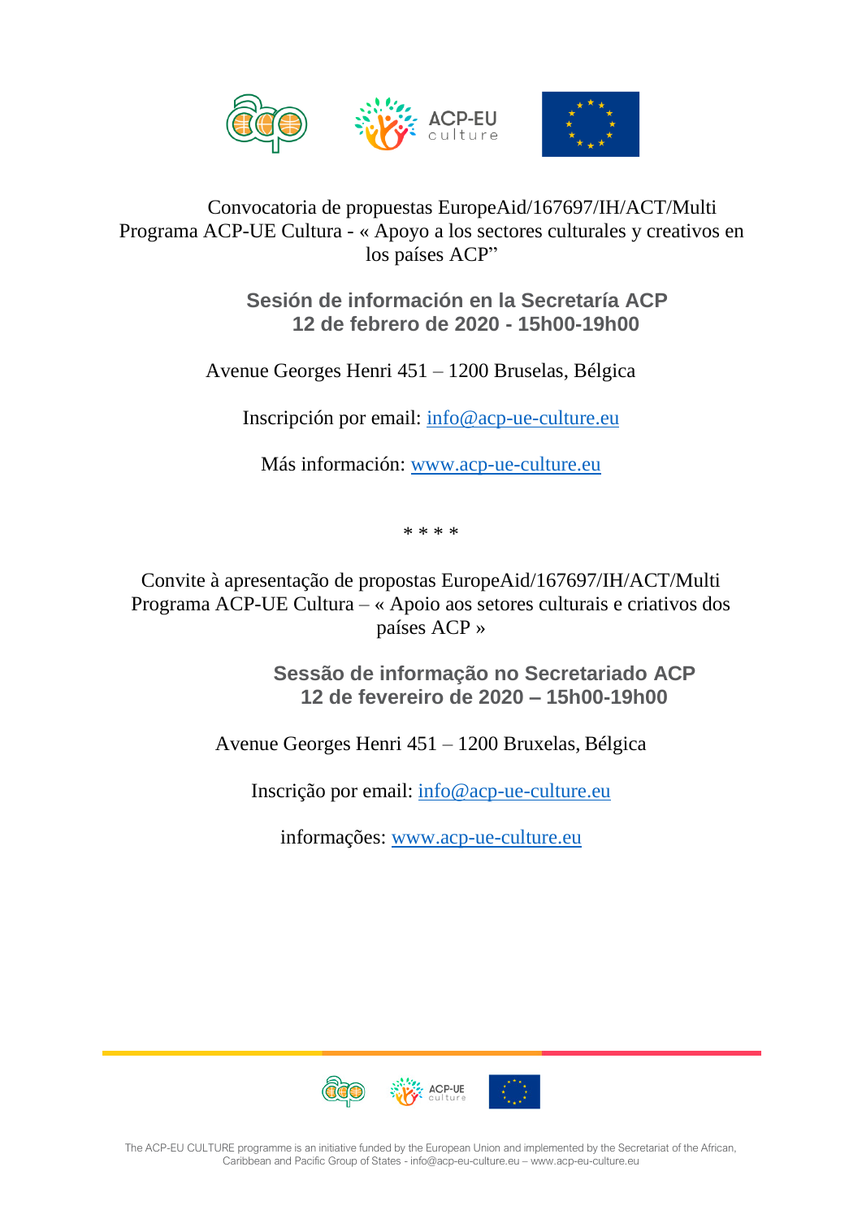Convocatoria de propuestas EuropeAid/167697/IH/ACT/Multi
Programa ACP-UE Cultura - « Apoyo a los sectores culturales y creativos en los países ACP”

**Sesión de información en la Secretaría ACP**
**12 de febrero de 2020 - 15h00-19h00**

Avenue Georges Henri 451 – 1200 Bruselas, Bélgica

Inscripción por email: info@acp-ue-culture.eu

Más información: www.acp-ue-culture.eu

* * * *

Convite à apresentação de propostas EuropeAid/167697/IH/ACT/Multi
Programa ACP-UE Cultura – « Apoio aos setores culturais e criativos dos países ACP »

**Sessão de informação no Secretariado ACP**
**12 de fevereiro de 2020 – 15h00-19h00**

Avenue Georges Henri 451 – 1200 Bruxelas, Bélgica

Inscrição por email: info@acp-ue-culture.eu

informações: www.acp-ue-culture.eu

The ACP-EU CULTURE programme is an initiative funded by the European Union and implemented by the Secretariat of the African, Caribbean and Pacific Group of States - info@acp-eu-culture.eu – www.acp-eu-culture.eu